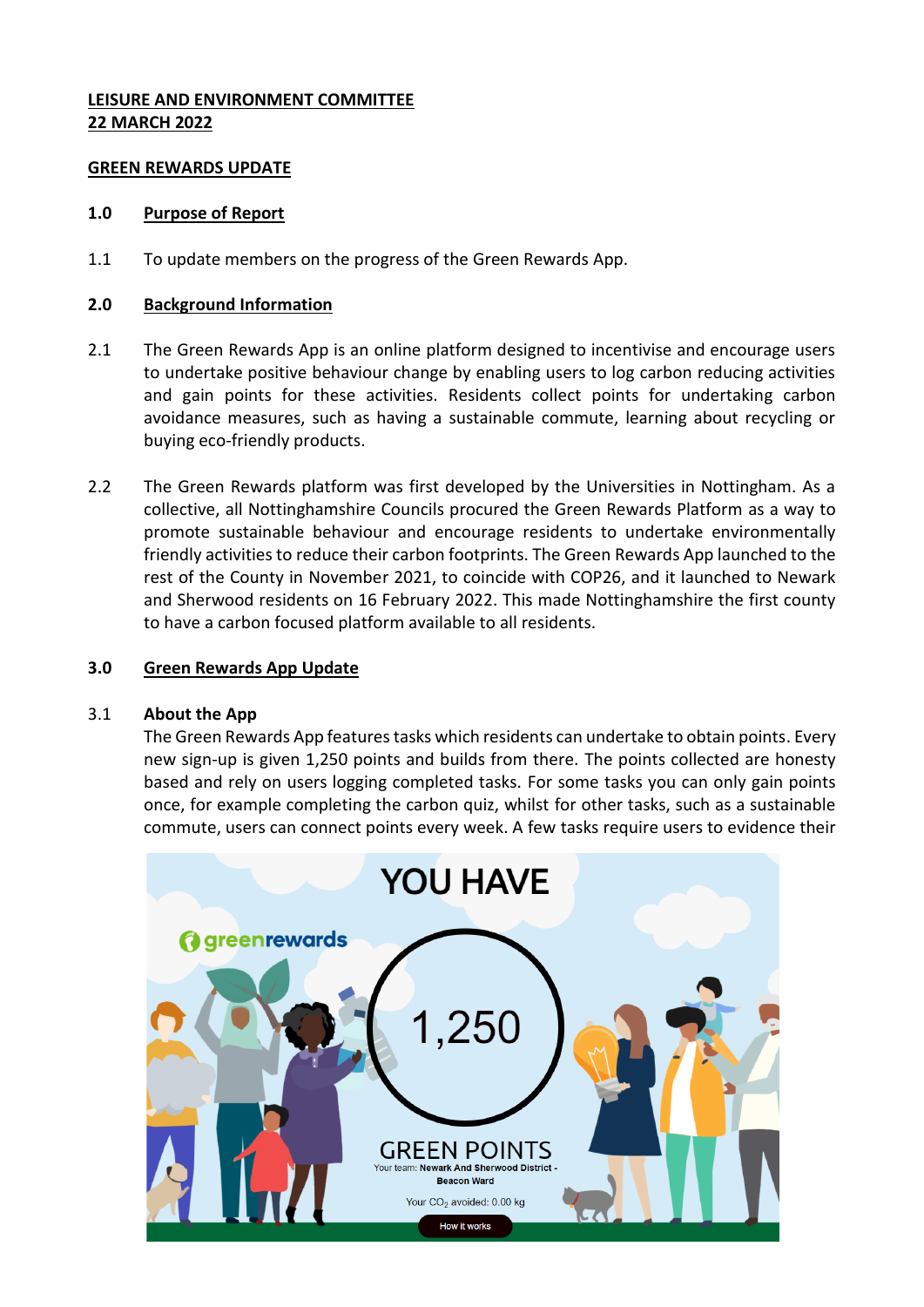**LEISURE AND ENVIRONMENT COMMITTEE**
**22 MARCH 2022**

**GREEN REWARDS UPDATE**

## 1.0 Purpose of Report

1.1 To update members on the progress of the Green Rewards App.

## 2.0 Background Information

2.1 The Green Rewards App is an online platform designed to incentivise and encourage users to undertake positive behaviour change by enabling users to log carbon reducing activities and gain points for these activities. Residents collect points for undertaking carbon avoidance measures, such as having a sustainable commute, learning about recycling or buying eco-friendly products.

2.2 The Green Rewards platform was first developed by the Universities in Nottingham. As a collective, all Nottinghamshire Councils procured the Green Rewards Platform as a way to promote sustainable behaviour and encourage residents to undertake environmentally friendly activities to reduce their carbon footprints. The Green Rewards App launched to the rest of the County in November 2021, to coincide with COP26, and it launched to Newark and Sherwood residents on 16 February 2022. This made Nottinghamshire the first county to have a carbon focused platform available to all residents.

## 3.0 Green Rewards App Update

3.1 **About the App**
The Green Rewards App features tasks which residents can undertake to obtain points. Every new sign-up is given 1,250 points and builds from there. The points collected are honesty based and rely on users logging completed tasks. For some tasks you can only gain points once, for example completing the carbon quiz, whilst for other tasks, such as a sustainable commute, users can connect points every week. A few tasks require users to evidence their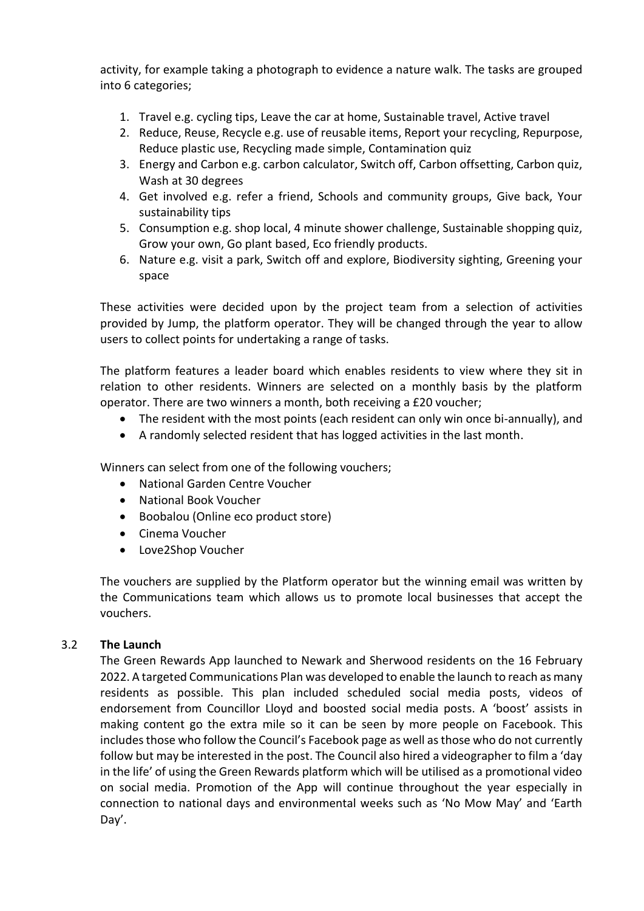activity, for example taking a photograph to evidence a nature walk. The tasks are grouped into 6 categories;

1. Travel e.g. cycling tips, Leave the car at home, Sustainable travel, Active travel
2. Reduce, Reuse, Recycle e.g. use of reusable items, Report your recycling, Repurpose, Reduce plastic use, Recycling made simple, Contamination quiz
3. Energy and Carbon e.g. carbon calculator, Switch off, Carbon offsetting, Carbon quiz, Wash at 30 degrees
4. Get involved e.g. refer a friend, Schools and community groups, Give back, Your sustainability tips
5. Consumption e.g. shop local, 4 minute shower challenge, Sustainable shopping quiz, Grow your own, Go plant based, Eco friendly products.
6. Nature e.g. visit a park, Switch off and explore, Biodiversity sighting, Greening your space

These activities were decided upon by the project team from a selection of activities provided by Jump, the platform operator. They will be changed through the year to allow users to collect points for undertaking a range of tasks.

The platform features a leader board which enables residents to view where they sit in relation to other residents. Winners are selected on a monthly basis by the platform operator. There are two winners a month, both receiving a £20 voucher;

- The resident with the most points (each resident can only win once bi-annually), and
- A randomly selected resident that has logged activities in the last month.

Winners can select from one of the following vouchers;

- National Garden Centre Voucher
- National Book Voucher
- Boobalou (Online eco product store)
- Cinema Voucher
- Love2Shop Voucher

The vouchers are supplied by the Platform operator but the winning email was written by the Communications team which allows us to promote local businesses that accept the vouchers.

### 3.2 The Launch

The Green Rewards App launched to Newark and Sherwood residents on the 16 February 2022. A targeted Communications Plan was developed to enable the launch to reach as many residents as possible. This plan included scheduled social media posts, videos of endorsement from Councillor Lloyd and boosted social media posts. A 'boost' assists in making content go the extra mile so it can be seen by more people on Facebook. This includes those who follow the Council's Facebook page as well as those who do not currently follow but may be interested in the post. The Council also hired a videographer to film a 'day in the life' of using the Green Rewards platform which will be utilised as a promotional video on social media. Promotion of the App will continue throughout the year especially in connection to national days and environmental weeks such as 'No Mow May' and 'Earth Day'.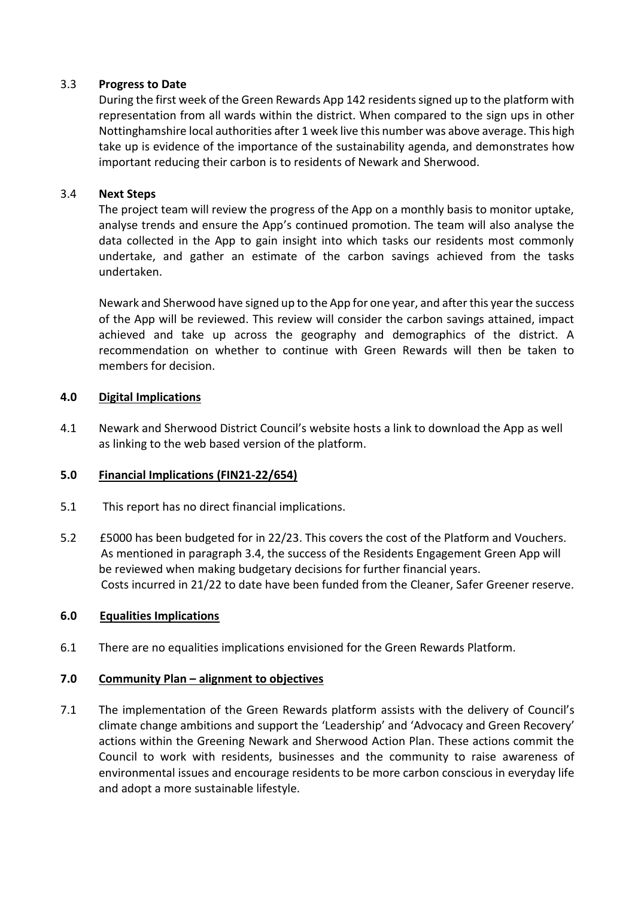### 3.3 Progress to Date

During the first week of the Green Rewards App 142 residents signed up to the platform with representation from all wards within the district. When compared to the sign ups in other Nottinghamshire local authorities after 1 week live this number was above average. This high take up is evidence of the importance of the sustainability agenda, and demonstrates how important reducing their carbon is to residents of Newark and Sherwood.

### 3.4 Next Steps

The project team will review the progress of the App on a monthly basis to monitor uptake, analyse trends and ensure the App's continued promotion. The team will also analyse the data collected in the App to gain insight into which tasks our residents most commonly undertake, and gather an estimate of the carbon savings achieved from the tasks undertaken.

Newark and Sherwood have signed up to the App for one year, and after this year the success of the App will be reviewed. This review will consider the carbon savings attained, impact achieved and take up across the geography and demographics of the district. A recommendation on whether to continue with Green Rewards will then be taken to members for decision.

## 4.0 Digital Implications

4.1 Newark and Sherwood District Council's website hosts a link to download the App as well as linking to the web based version of the platform.

## 5.0 Financial Implications (FIN21-22/654)

5.1 This report has no direct financial implications.

5.2 £5000 has been budgeted for in 22/23. This covers the cost of the Platform and Vouchers. As mentioned in paragraph 3.4, the success of the Residents Engagement Green App will be reviewed when making budgetary decisions for further financial years. Costs incurred in 21/22 to date have been funded from the Cleaner, Safer Greener reserve.

## 6.0 Equalities Implications

6.1 There are no equalities implications envisioned for the Green Rewards Platform.

## 7.0 Community Plan – alignment to objectives

7.1 The implementation of the Green Rewards platform assists with the delivery of Council's climate change ambitions and support the 'Leadership' and 'Advocacy and Green Recovery' actions within the Greening Newark and Sherwood Action Plan. These actions commit the Council to work with residents, businesses and the community to raise awareness of environmental issues and encourage residents to be more carbon conscious in everyday life and adopt a more sustainable lifestyle.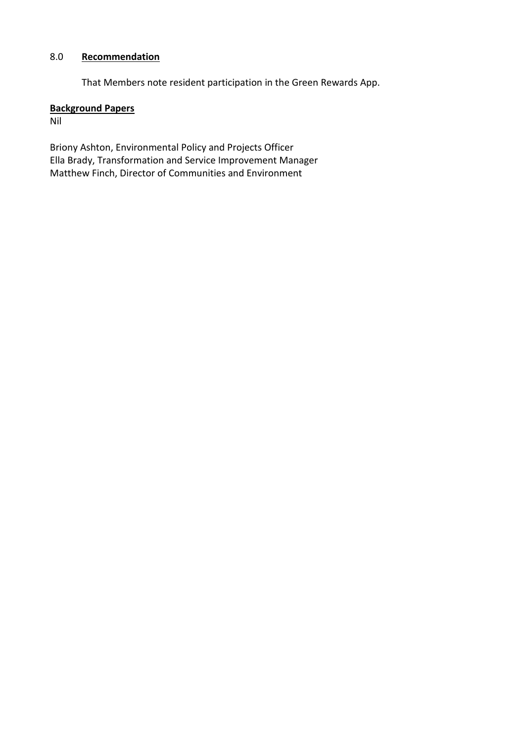## 8.0 **Recommendation**

That Members note resident participation in the Green Rewards App.

**Background Papers**

Nil

Briony Ashton, Environmental Policy and Projects Officer
Ella Brady, Transformation and Service Improvement Manager
Matthew Finch, Director of Communities and Environment